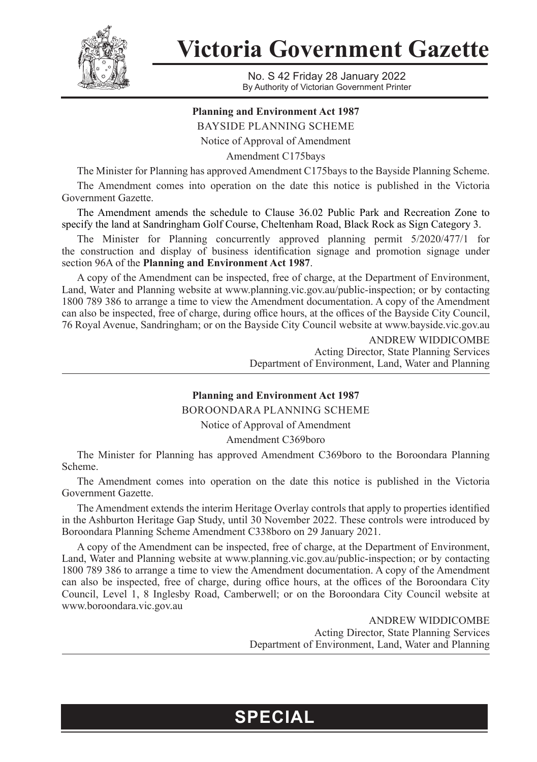# Victoria Government Gazette

No. S 42 Friday 28 January 2022
By Authority of Victorian Government Printer

**Planning and Environment Act 1987**

BAYSIDE PLANNING SCHEME

Notice of Approval of Amendment

Amendment C175bays

The Minister for Planning has approved Amendment C175bays to the Bayside Planning Scheme.

The Amendment comes into operation on the date this notice is published in the Victoria Government Gazette.

The Amendment amends the schedule to Clause 36.02 Public Park and Recreation Zone to specify the land at Sandringham Golf Course, Cheltenham Road, Black Rock as Sign Category 3.

The Minister for Planning concurrently approved planning permit 5/2020/477/1 for the construction and display of business identification signage and promotion signage under section 96A of the **Planning and Environment Act 1987**.

A copy of the Amendment can be inspected, free of charge, at the Department of Environment, Land, Water and Planning website at www.planning.vic.gov.au/public-inspection; or by contacting 1800 789 386 to arrange a time to view the Amendment documentation. A copy of the Amendment can also be inspected, free of charge, during office hours, at the offices of the Bayside City Council, 76 Royal Avenue, Sandringham; or on the Bayside City Council website at www.bayside.vic.gov.au

ANDREW WIDDICOMBE
Acting Director, State Planning Services
Department of Environment, Land, Water and Planning

---

**Planning and Environment Act 1987**

BOROONDARA PLANNING SCHEME

Notice of Approval of Amendment

Amendment C369boro

The Minister for Planning has approved Amendment C369boro to the Boroondara Planning Scheme.

The Amendment comes into operation on the date this notice is published in the Victoria Government Gazette.

The Amendment extends the interim Heritage Overlay controls that apply to properties identified in the Ashburton Heritage Gap Study, until 30 November 2022. These controls were introduced by Boroondara Planning Scheme Amendment C338boro on 29 January 2021.

A copy of the Amendment can be inspected, free of charge, at the Department of Environment, Land, Water and Planning website at www.planning.vic.gov.au/public-inspection; or by contacting 1800 789 386 to arrange a time to view the Amendment documentation. A copy of the Amendment can also be inspected, free of charge, during office hours, at the offices of the Boroondara City Council, Level 1, 8 Inglesby Road, Camberwell; or on the Boroondara City Council website at www.boroondara.vic.gov.au

ANDREW WIDDICOMBE
Acting Director, State Planning Services
Department of Environment, Land, Water and Planning

**SPECIAL**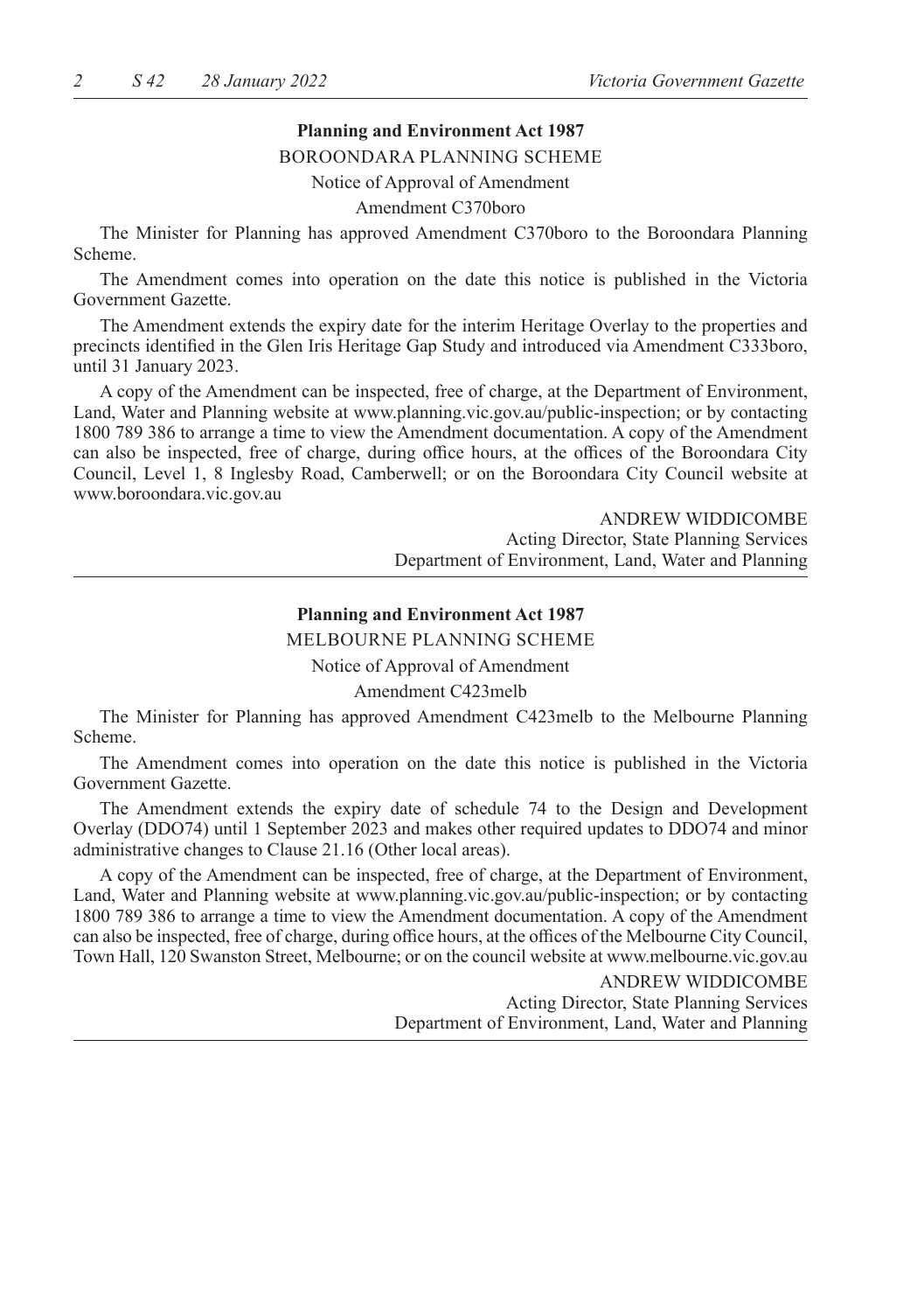**Planning and Environment Act 1987**

BOROONDARA PLANNING SCHEME

Notice of Approval of Amendment

Amendment C370boro

The Minister for Planning has approved Amendment C370boro to the Boroondara Planning Scheme.

The Amendment comes into operation on the date this notice is published in the Victoria Government Gazette.

The Amendment extends the expiry date for the interim Heritage Overlay to the properties and precincts identified in the Glen Iris Heritage Gap Study and introduced via Amendment C333boro, until 31 January 2023.

A copy of the Amendment can be inspected, free of charge, at the Department of Environment, Land, Water and Planning website at www.planning.vic.gov.au/public-inspection; or by contacting 1800 789 386 to arrange a time to view the Amendment documentation. A copy of the Amendment can also be inspected, free of charge, during office hours, at the offices of the Boroondara City Council, Level 1, 8 Inglesby Road, Camberwell; or on the Boroondara City Council website at www.boroondara.vic.gov.au

ANDREW WIDDICOMBE
Acting Director, State Planning Services
Department of Environment, Land, Water and Planning

---

**Planning and Environment Act 1987**

MELBOURNE PLANNING SCHEME

Notice of Approval of Amendment

Amendment C423melb

The Minister for Planning has approved Amendment C423melb to the Melbourne Planning Scheme.

The Amendment comes into operation on the date this notice is published in the Victoria Government Gazette.

The Amendment extends the expiry date of schedule 74 to the Design and Development Overlay (DDO74) until 1 September 2023 and makes other required updates to DDO74 and minor administrative changes to Clause 21.16 (Other local areas).

A copy of the Amendment can be inspected, free of charge, at the Department of Environment, Land, Water and Planning website at www.planning.vic.gov.au/public-inspection; or by contacting 1800 789 386 to arrange a time to view the Amendment documentation. A copy of the Amendment can also be inspected, free of charge, during office hours, at the offices of the Melbourne City Council, Town Hall, 120 Swanston Street, Melbourne; or on the council website at www.melbourne.vic.gov.au

ANDREW WIDDICOMBE
Acting Director, State Planning Services
Department of Environment, Land, Water and Planning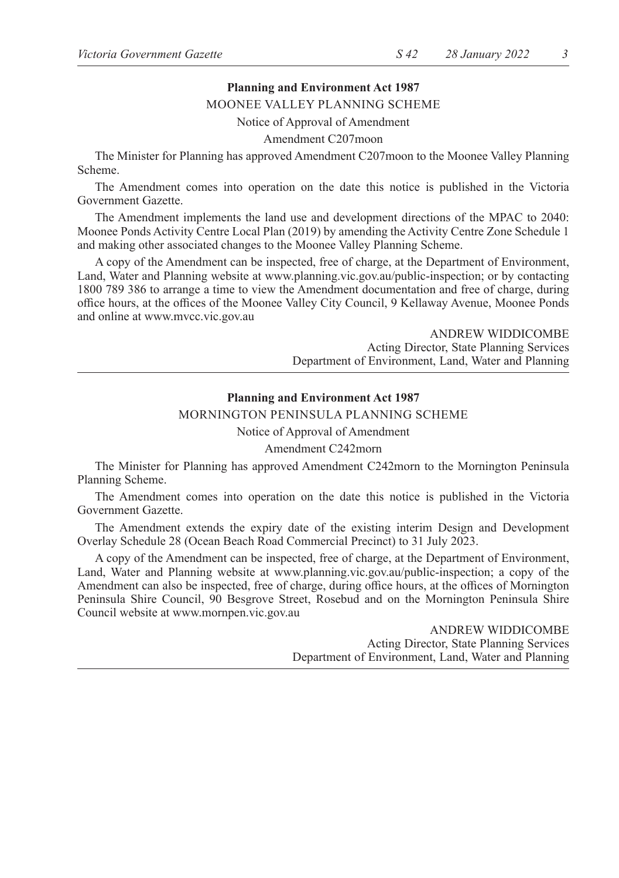**Planning and Environment Act 1987**

MOONEE VALLEY PLANNING SCHEME

Notice of Approval of Amendment

Amendment C207moon

The Minister for Planning has approved Amendment C207moon to the Moonee Valley Planning Scheme.

The Amendment comes into operation on the date this notice is published in the Victoria Government Gazette.

The Amendment implements the land use and development directions of the MPAC to 2040: Moonee Ponds Activity Centre Local Plan (2019) by amending the Activity Centre Zone Schedule 1 and making other associated changes to the Moonee Valley Planning Scheme.

A copy of the Amendment can be inspected, free of charge, at the Department of Environment, Land, Water and Planning website at www.planning.vic.gov.au/public-inspection; or by contacting 1800 789 386 to arrange a time to view the Amendment documentation and free of charge, during office hours, at the offices of the Moonee Valley City Council, 9 Kellaway Avenue, Moonee Ponds and online at www.mvcc.vic.gov.au

ANDREW WIDDICOMBE
Acting Director, State Planning Services
Department of Environment, Land, Water and Planning

---

**Planning and Environment Act 1987**

MORNINGTON PENINSULA PLANNING SCHEME

Notice of Approval of Amendment

Amendment C242morn

The Minister for Planning has approved Amendment C242morn to the Mornington Peninsula Planning Scheme.

The Amendment comes into operation on the date this notice is published in the Victoria Government Gazette.

The Amendment extends the expiry date of the existing interim Design and Development Overlay Schedule 28 (Ocean Beach Road Commercial Precinct) to 31 July 2023.

A copy of the Amendment can be inspected, free of charge, at the Department of Environment, Land, Water and Planning website at www.planning.vic.gov.au/public-inspection; a copy of the Amendment can also be inspected, free of charge, during office hours, at the offices of Mornington Peninsula Shire Council, 90 Besgrove Street, Rosebud and on the Mornington Peninsula Shire Council website at www.mornpen.vic.gov.au

ANDREW WIDDICOMBE
Acting Director, State Planning Services
Department of Environment, Land, Water and Planning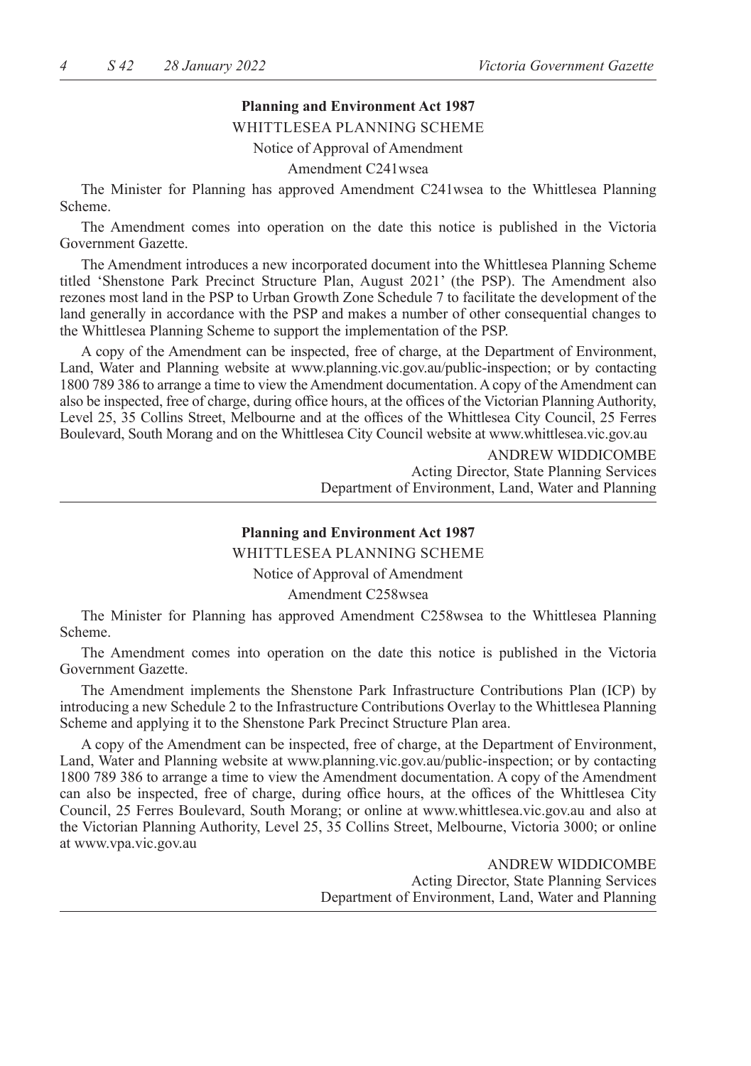**Planning and Environment Act 1987**

WHITTLESEA PLANNING SCHEME

Notice of Approval of Amendment

Amendment C241wsea

The Minister for Planning has approved Amendment C241wsea to the Whittlesea Planning Scheme.

The Amendment comes into operation on the date this notice is published in the Victoria Government Gazette.

The Amendment introduces a new incorporated document into the Whittlesea Planning Scheme titled 'Shenstone Park Precinct Structure Plan, August 2021' (the PSP). The Amendment also rezones most land in the PSP to Urban Growth Zone Schedule 7 to facilitate the development of the land generally in accordance with the PSP and makes a number of other consequential changes to the Whittlesea Planning Scheme to support the implementation of the PSP.

A copy of the Amendment can be inspected, free of charge, at the Department of Environment, Land, Water and Planning website at www.planning.vic.gov.au/public-inspection; or by contacting 1800 789 386 to arrange a time to view the Amendment documentation. A copy of the Amendment can also be inspected, free of charge, during office hours, at the offices of the Victorian Planning Authority, Level 25, 35 Collins Street, Melbourne and at the offices of the Whittlesea City Council, 25 Ferres Boulevard, South Morang and on the Whittlesea City Council website at www.whittlesea.vic.gov.au

ANDREW WIDDICOMBE
Acting Director, State Planning Services
Department of Environment, Land, Water and Planning

---

**Planning and Environment Act 1987**

WHITTLESEA PLANNING SCHEME

Notice of Approval of Amendment

Amendment C258wsea

The Minister for Planning has approved Amendment C258wsea to the Whittlesea Planning Scheme.

The Amendment comes into operation on the date this notice is published in the Victoria Government Gazette.

The Amendment implements the Shenstone Park Infrastructure Contributions Plan (ICP) by introducing a new Schedule 2 to the Infrastructure Contributions Overlay to the Whittlesea Planning Scheme and applying it to the Shenstone Park Precinct Structure Plan area.

A copy of the Amendment can be inspected, free of charge, at the Department of Environment, Land, Water and Planning website at www.planning.vic.gov.au/public-inspection; or by contacting 1800 789 386 to arrange a time to view the Amendment documentation. A copy of the Amendment can also be inspected, free of charge, during office hours, at the offices of the Whittlesea City Council, 25 Ferres Boulevard, South Morang; or online at www.whittlesea.vic.gov.au and also at the Victorian Planning Authority, Level 25, 35 Collins Street, Melbourne, Victoria 3000; or online at www.vpa.vic.gov.au

ANDREW WIDDICOMBE
Acting Director, State Planning Services
Department of Environment, Land, Water and Planning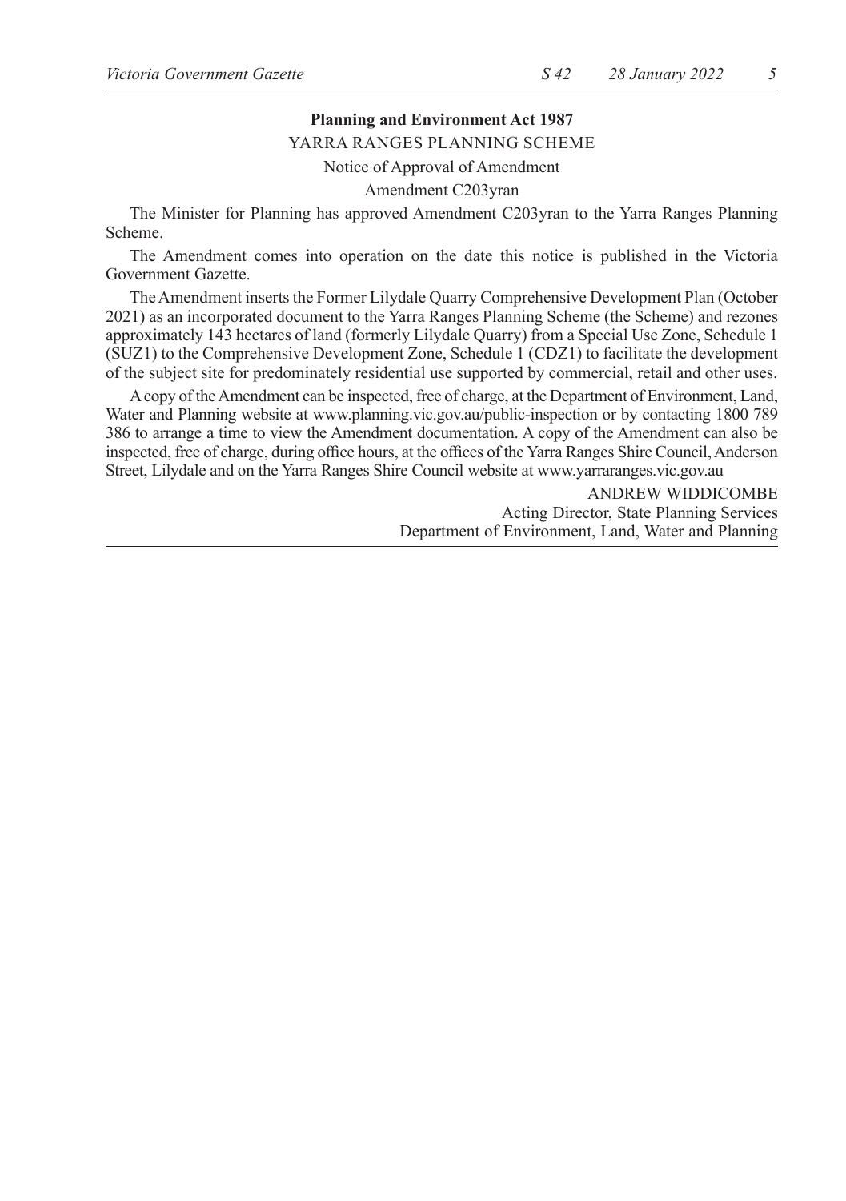**Planning and Environment Act 1987**

YARRA RANGES PLANNING SCHEME

Notice of Approval of Amendment

Amendment C203yran

The Minister for Planning has approved Amendment C203yran to the Yarra Ranges Planning Scheme.

The Amendment comes into operation on the date this notice is published in the Victoria Government Gazette.

The Amendment inserts the Former Lilydale Quarry Comprehensive Development Plan (October 2021) as an incorporated document to the Yarra Ranges Planning Scheme (the Scheme) and rezones approximately 143 hectares of land (formerly Lilydale Quarry) from a Special Use Zone, Schedule 1 (SUZ1) to the Comprehensive Development Zone, Schedule 1 (CDZ1) to facilitate the development of the subject site for predominately residential use supported by commercial, retail and other uses.

A copy of the Amendment can be inspected, free of charge, at the Department of Environment, Land, Water and Planning website at www.planning.vic.gov.au/public-inspection or by contacting 1800 789 386 to arrange a time to view the Amendment documentation. A copy of the Amendment can also be inspected, free of charge, during office hours, at the offices of the Yarra Ranges Shire Council, Anderson Street, Lilydale and on the Yarra Ranges Shire Council website at www.yarraranges.vic.gov.au

ANDREW WIDDICOMBE
Acting Director, State Planning Services
Department of Environment, Land, Water and Planning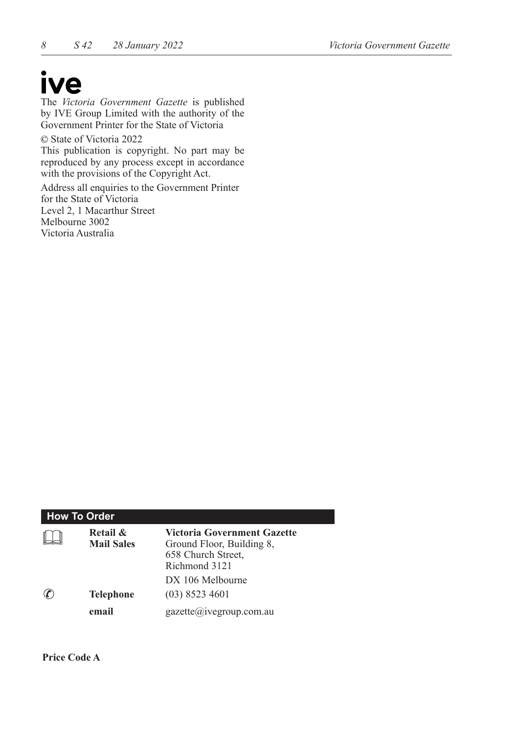ive

The *Victoria Government Gazette* is published by IVE Group Limited with the authority of the Government Printer for the State of Victoria

© State of Victoria 2022

This publication is copyright. No part may be reproduced by any process except in accordance with the provisions of the Copyright Act.

Address all enquiries to the Government Printer for the State of Victoria
Level 2, 1 Macarthur Street
Melbourne 3002
Victoria Australia

## How To Order

| | | |
|---|---|---|
| **Retail & Mail Sales** | **Victoria Government Gazette** | |
| | Ground Floor, Building 8, 658 Church Street, Richmond 3121 | |
| | DX 106 Melbourne | |
| **Telephone** | (03) 8523 4601 | |
| **email** | gazette@ivegroup.com.au | |

**Price Code A**